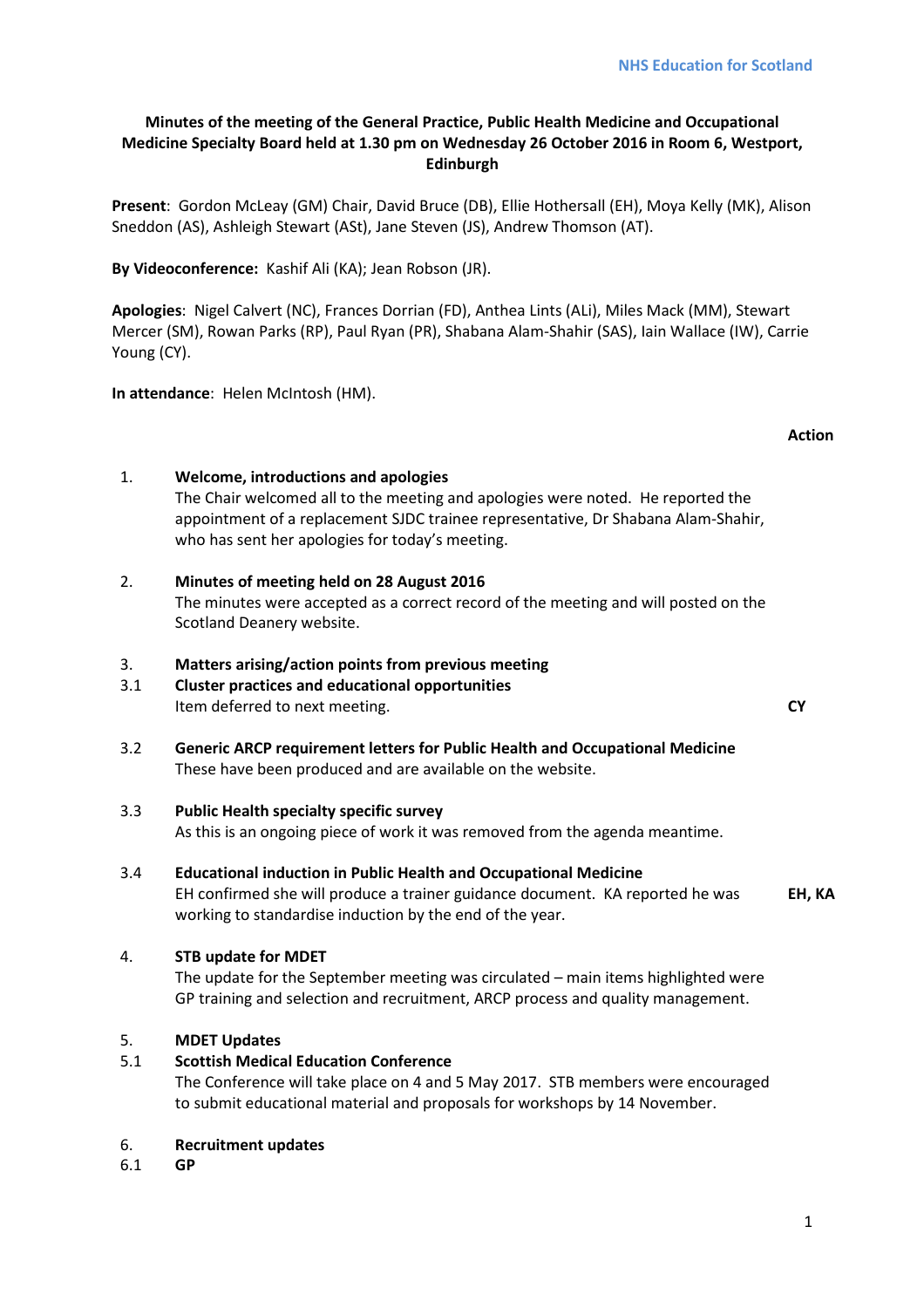NHS Education for Scotland

**Minutes of the meeting of the General Practice, Public Health Medicine and Occupational Medicine Specialty Board held at 1.30 pm on Wednesday 26 October 2016 in Room 6, Westport, Edinburgh**

**Present**: Gordon McLeay (GM) Chair, David Bruce (DB), Ellie Hothersall (EH), Moya Kelly (MK), Alison Sneddon (AS), Ashleigh Stewart (ASt), Jane Steven (JS), Andrew Thomson (AT).

**By Videoconference:** Kashif Ali (KA); Jean Robson (JR).

**Apologies**: Nigel Calvert (NC), Frances Dorrian (FD), Anthea Lints (ALi), Miles Mack (MM), Stewart Mercer (SM), Rowan Parks (RP), Paul Ryan (PR), Shabana Alam-Shahir (SAS), Iain Wallace (IW), Carrie Young (CY).

**In attendance**: Helen McIntosh (HM).

| | | **Action** |
|---|---|---|
| 1. | **Welcome, introductions and apologies**<br>The Chair welcomed all to the meeting and apologies were noted. He reported the appointment of a replacement SJDC trainee representative, Dr Shabana Alam-Shahir, who has sent her apologies for today's meeting. | |
| 2. | **Minutes of meeting held on 28 August 2016**<br>The minutes were accepted as a correct record of the meeting and will posted on the Scotland Deanery website. | |
| 3. | **Matters arising/action points from previous meeting** | |
| 3.1 | **Cluster practices and educational opportunities**<br>Item deferred to next meeting. | **CY** |
| 3.2 | **Generic ARCP requirement letters for Public Health and Occupational Medicine**<br>These have been produced and are available on the website. | |
| 3.3 | **Public Health specialty specific survey**<br>As this is an ongoing piece of work it was removed from the agenda meantime. | |
| 3.4 | **Educational induction in Public Health and Occupational Medicine**<br>EH confirmed she will produce a trainer guidance document. KA reported he was working to standardise induction by the end of the year. | **EH, KA** |
| 4. | **STB update for MDET**<br>The update for the September meeting was circulated – main items highlighted were GP training and selection and recruitment, ARCP process and quality management. | |
| 5. | **MDET Updates** | |
| 5.1 | **Scottish Medical Education Conference**<br>The Conference will take place on 4 and 5 May 2017. STB members were encouraged to submit educational material and proposals for workshops by 14 November. | |
| 6. | **Recruitment updates** | |
| 6.1 | **GP** | |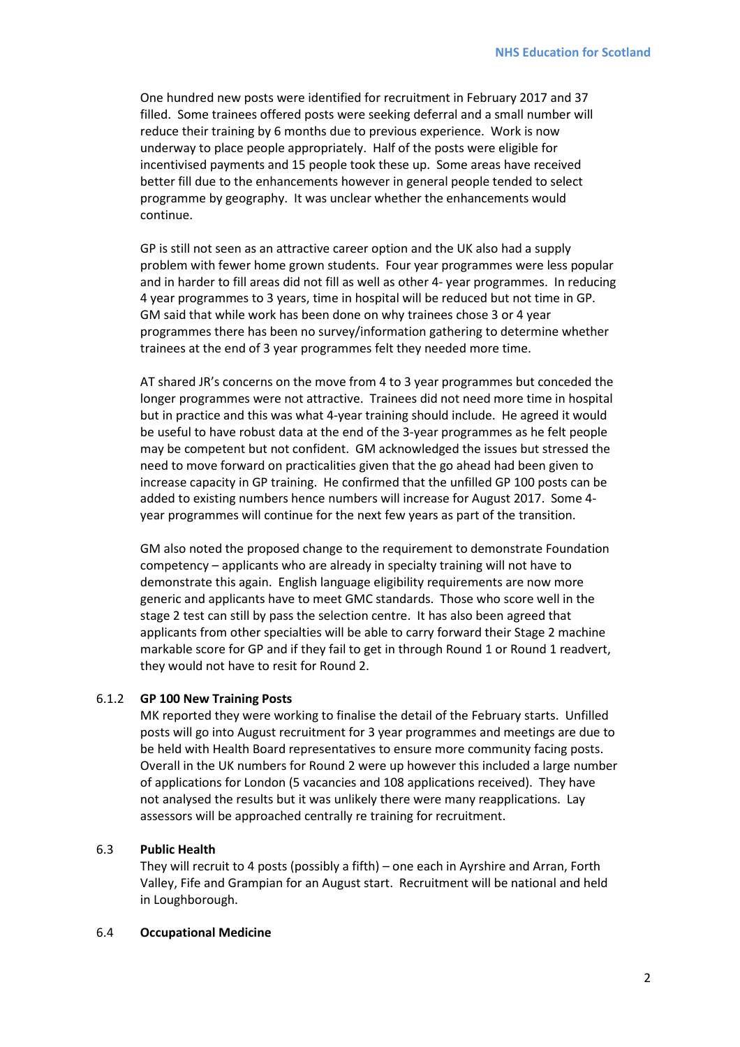One hundred new posts were identified for recruitment in February 2017 and 37 filled. Some trainees offered posts were seeking deferral and a small number will reduce their training by 6 months due to previous experience. Work is now underway to place people appropriately. Half of the posts were eligible for incentivised payments and 15 people took these up. Some areas have received better fill due to the enhancements however in general people tended to select programme by geography. It was unclear whether the enhancements would continue.

GP is still not seen as an attractive career option and the UK also had a supply problem with fewer home grown students. Four year programmes were less popular and in harder to fill areas did not fill as well as other 4- year programmes. In reducing 4 year programmes to 3 years, time in hospital will be reduced but not time in GP. GM said that while work has been done on why trainees chose 3 or 4 year programmes there has been no survey/information gathering to determine whether trainees at the end of 3 year programmes felt they needed more time.

AT shared JR's concerns on the move from 4 to 3 year programmes but conceded the longer programmes were not attractive. Trainees did not need more time in hospital but in practice and this was what 4-year training should include. He agreed it would be useful to have robust data at the end of the 3-year programmes as he felt people may be competent but not confident. GM acknowledged the issues but stressed the need to move forward on practicalities given that the go ahead had been given to increase capacity in GP training. He confirmed that the unfilled GP 100 posts can be added to existing numbers hence numbers will increase for August 2017. Some 4-year programmes will continue for the next few years as part of the transition.

GM also noted the proposed change to the requirement to demonstrate Foundation competency – applicants who are already in specialty training will not have to demonstrate this again. English language eligibility requirements are now more generic and applicants have to meet GMC standards. Those who score well in the stage 2 test can still by pass the selection centre. It has also been agreed that applicants from other specialties will be able to carry forward their Stage 2 machine markable score for GP and if they fail to get in through Round 1 or Round 1 readvert, they would not have to resit for Round 2.

6.1.2 **GP 100 New Training Posts**

MK reported they were working to finalise the detail of the February starts. Unfilled posts will go into August recruitment for 3 year programmes and meetings are due to be held with Health Board representatives to ensure more community facing posts. Overall in the UK numbers for Round 2 were up however this included a large number of applications for London (5 vacancies and 108 applications received). They have not analysed the results but it was unlikely there were many reapplications. Lay assessors will be approached centrally re training for recruitment.

6.3 **Public Health**

They will recruit to 4 posts (possibly a fifth) – one each in Ayrshire and Arran, Forth Valley, Fife and Grampian for an August start. Recruitment will be national and held in Loughborough.

6.4 **Occupational Medicine**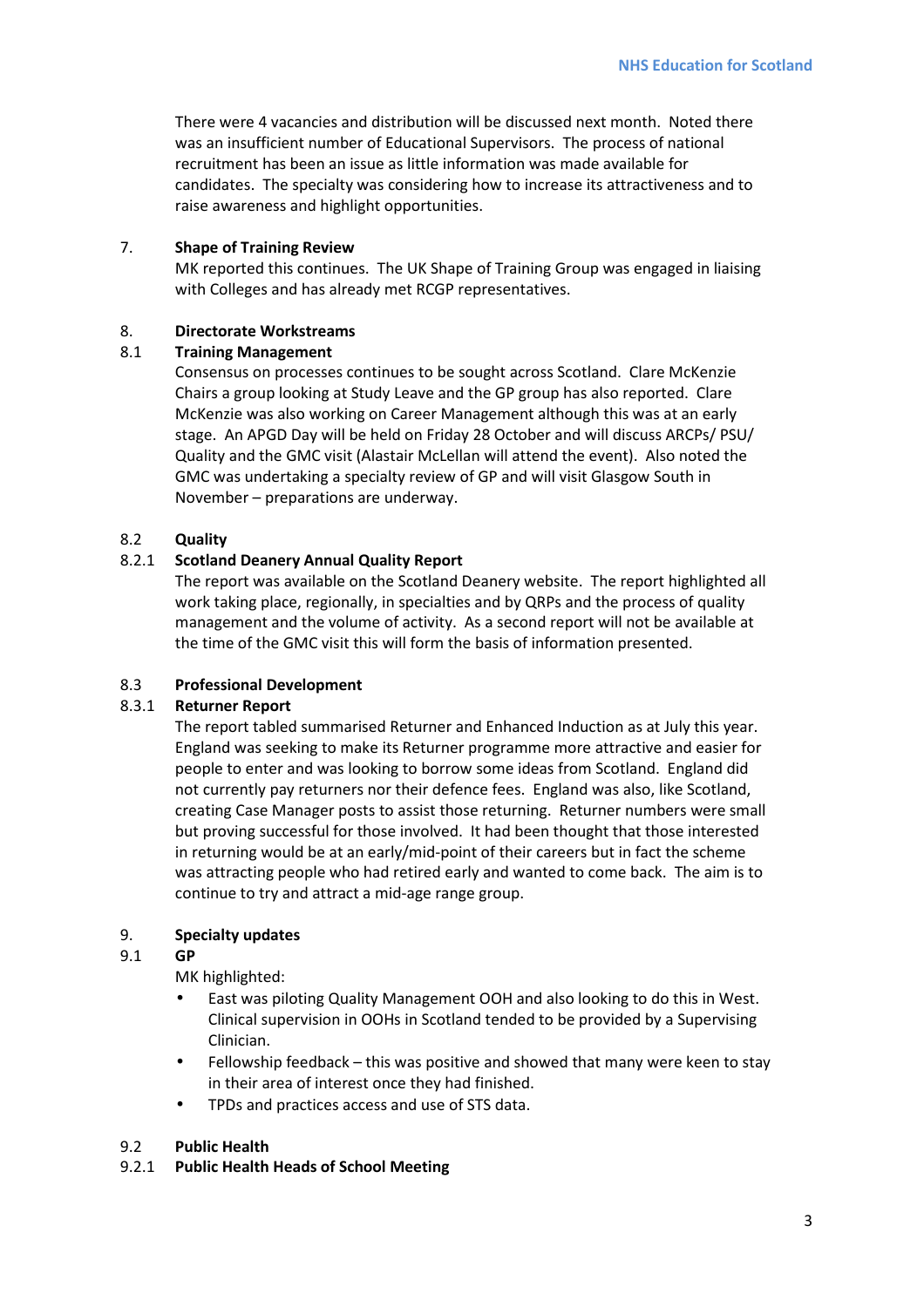There were 4 vacancies and distribution will be discussed next month. Noted there was an insufficient number of Educational Supervisors. The process of national recruitment has been an issue as little information was made available for candidates. The specialty was considering how to increase its attractiveness and to raise awareness and highlight opportunities.

7. **Shape of Training Review**

MK reported this continues. The UK Shape of Training Group was engaged in liaising with Colleges and has already met RCGP representatives.

8. **Directorate Workstreams**

8.1 **Training Management**

Consensus on processes continues to be sought across Scotland. Clare McKenzie Chairs a group looking at Study Leave and the GP group has also reported. Clare McKenzie was also working on Career Management although this was at an early stage. An APGD Day will be held on Friday 28 October and will discuss ARCPs/ PSU/ Quality and the GMC visit (Alastair McLellan will attend the event). Also noted the GMC was undertaking a specialty review of GP and will visit Glasgow South in November – preparations are underway.

8.2 **Quality**

8.2.1 **Scotland Deanery Annual Quality Report**

The report was available on the Scotland Deanery website. The report highlighted all work taking place, regionally, in specialties and by QRPs and the process of quality management and the volume of activity. As a second report will not be available at the time of the GMC visit this will form the basis of information presented.

8.3 **Professional Development**

8.3.1 **Returner Report**

The report tabled summarised Returner and Enhanced Induction as at July this year. England was seeking to make its Returner programme more attractive and easier for people to enter and was looking to borrow some ideas from Scotland. England did not currently pay returners nor their defence fees. England was also, like Scotland, creating Case Manager posts to assist those returning. Returner numbers were small but proving successful for those involved. It had been thought that those interested in returning would be at an early/mid-point of their careers but in fact the scheme was attracting people who had retired early and wanted to come back. The aim is to continue to try and attract a mid-age range group.

9. **Specialty updates**

9.1 **GP**

MK highlighted:

- East was piloting Quality Management OOH and also looking to do this in West. Clinical supervision in OOHs in Scotland tended to be provided by a Supervising Clinician.
- Fellowship feedback – this was positive and showed that many were keen to stay in their area of interest once they had finished.
- TPDs and practices access and use of STS data.

9.2 **Public Health**

9.2.1 **Public Health Heads of School Meeting**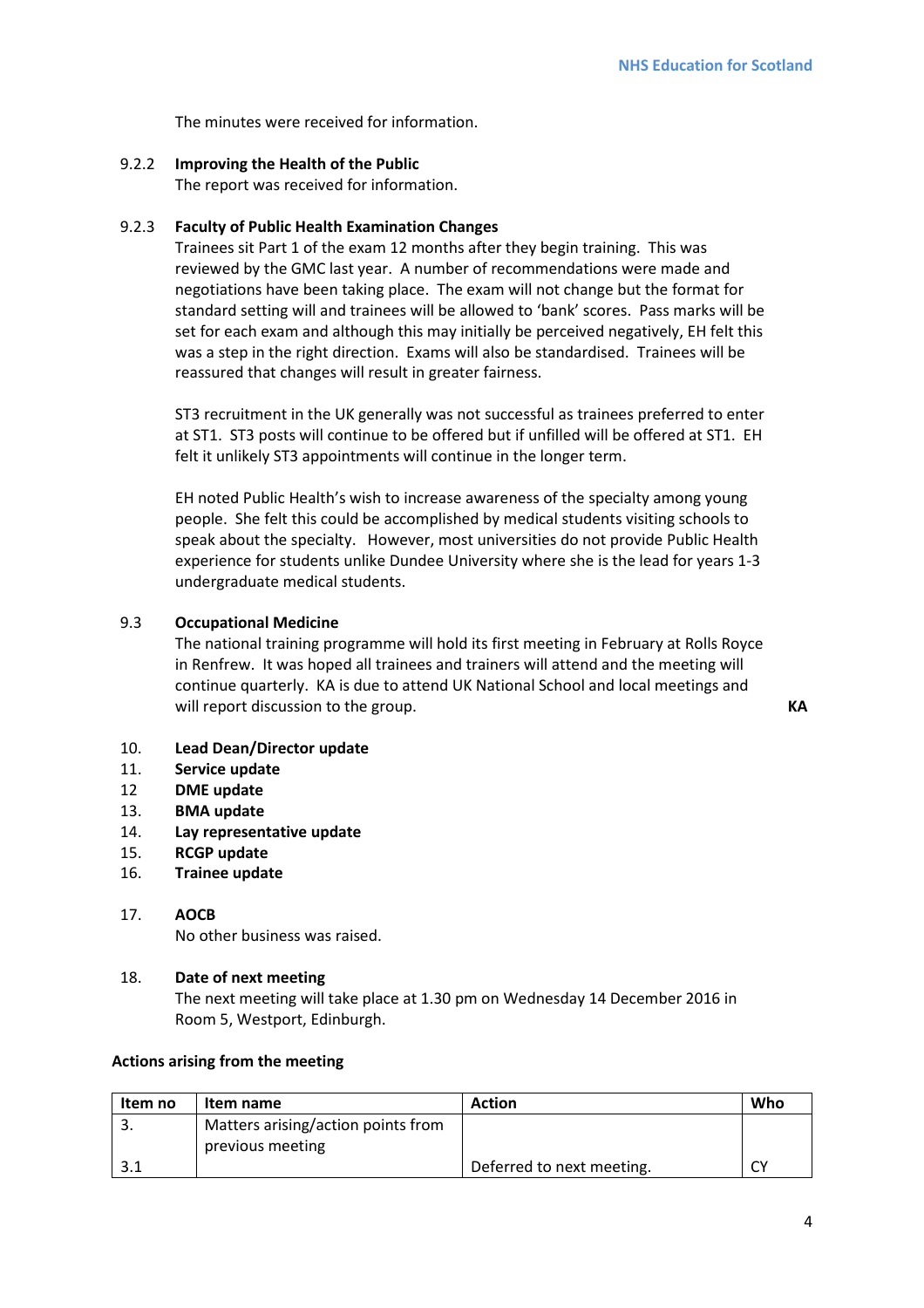The minutes were received for information.

9.2.2 **Improving the Health of the Public**
The report was received for information.

9.2.3 **Faculty of Public Health Examination Changes**
Trainees sit Part 1 of the exam 12 months after they begin training. This was reviewed by the GMC last year. A number of recommendations were made and negotiations have been taking place. The exam will not change but the format for standard setting will and trainees will be allowed to 'bank' scores. Pass marks will be set for each exam and although this may initially be perceived negatively, EH felt this was a step in the right direction. Exams will also be standardised. Trainees will be reassured that changes will result in greater fairness.

ST3 recruitment in the UK generally was not successful as trainees preferred to enter at ST1. ST3 posts will continue to be offered but if unfilled will be offered at ST1. EH felt it unlikely ST3 appointments will continue in the longer term.

EH noted Public Health's wish to increase awareness of the specialty among young people. She felt this could be accomplished by medical students visiting schools to speak about the specialty. However, most universities do not provide Public Health experience for students unlike Dundee University where she is the lead for years 1-3 undergraduate medical students.

9.3 **Occupational Medicine**
The national training programme will hold its first meeting in February at Rolls Royce in Renfrew. It was hoped all trainees and trainers will attend and the meeting will continue quarterly. KA is due to attend UK National School and local meetings and will report discussion to the group. **KA**

10. **Lead Dean/Director update**
11. **Service update**
12 **DME update**
13. **BMA update**
14. **Lay representative update**
15. **RCGP update**
16. **Trainee update**

17. **AOCB**
No other business was raised.

18. **Date of next meeting**
The next meeting will take place at 1.30 pm on Wednesday 14 December 2016 in Room 5, Westport, Edinburgh.

**Actions arising from the meeting**

| Item no | Item name | Action | Who |
|---|---|---|---|
| 3. | Matters arising/action points from previous meeting | | |
| 3.1 | | Deferred to next meeting. | CY |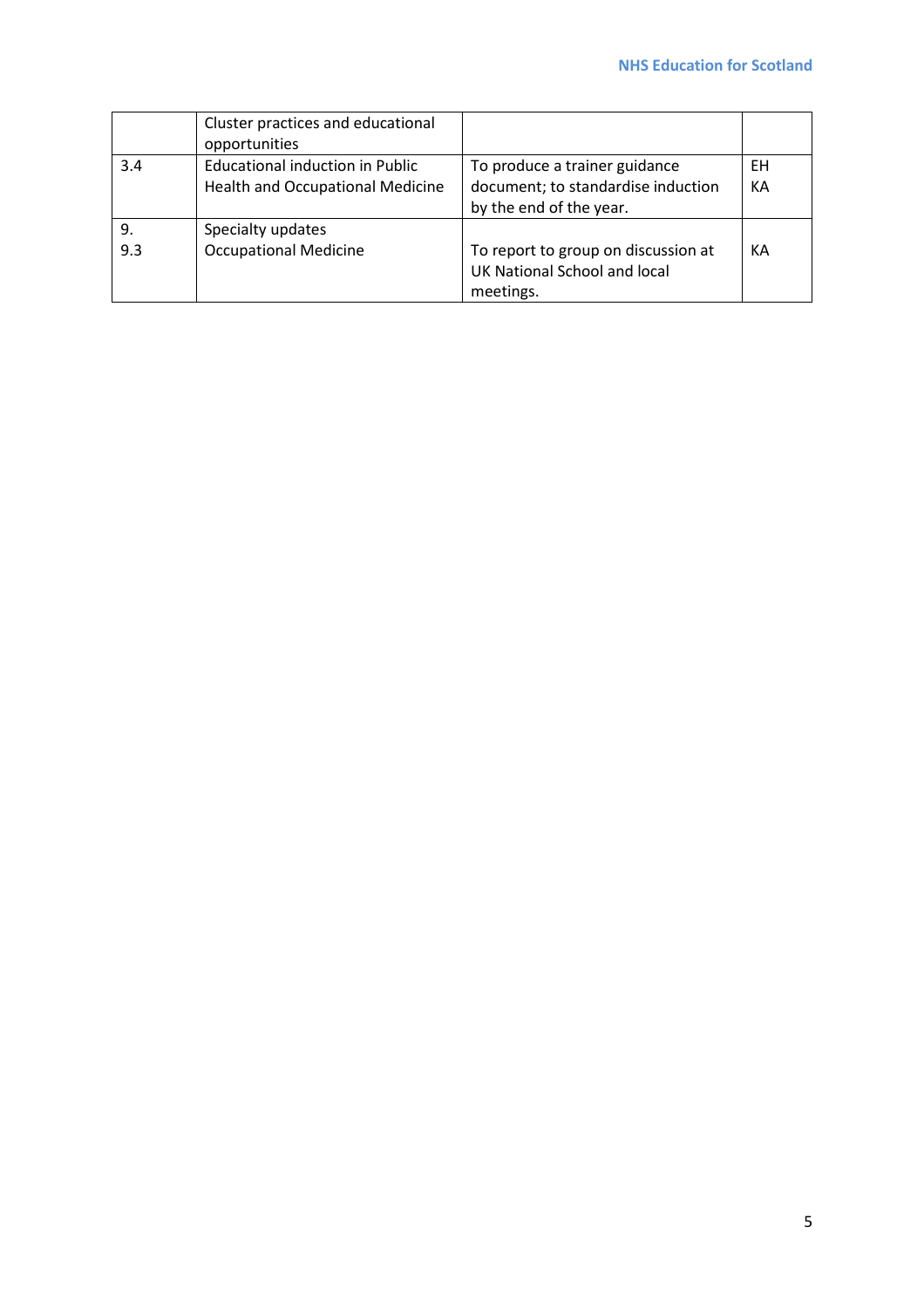| | | | |
|---|---|---|---|
| | Cluster practices and educational opportunities | | |
| 3.4 | Educational induction in Public Health and Occupational Medicine | To produce a trainer guidance document; to standardise induction by the end of the year. | EH<br>KA |
| 9.<br>9.3 | Specialty updates<br>Occupational Medicine | To report to group on discussion at UK National School and local meetings. | KA |